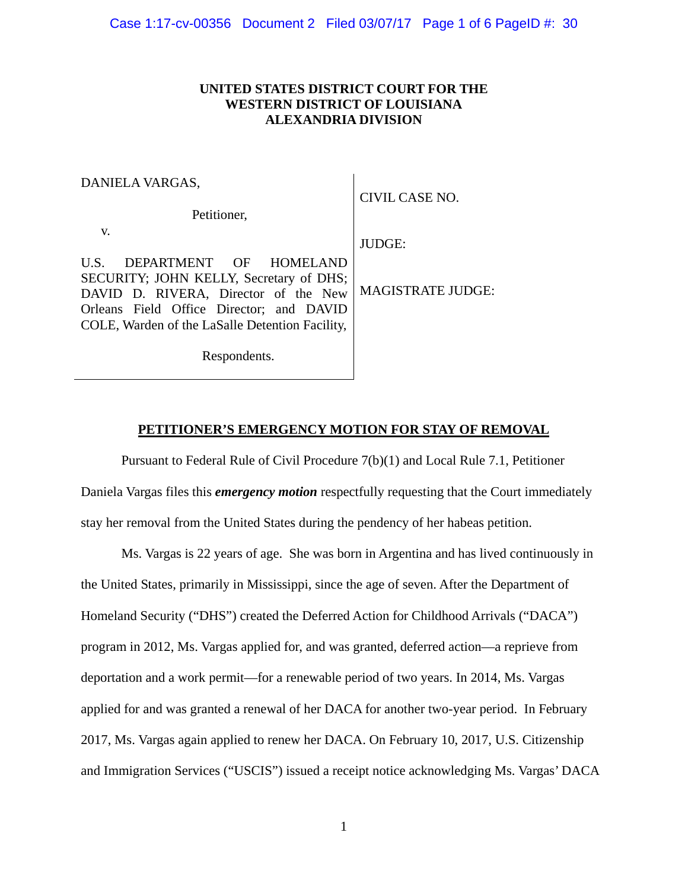**UNITED STATES DISTRICT COURT FOR THE**
**WESTERN DISTRICT OF LOUISIANA**
**ALEXANDRIA DIVISION**

| | |
|---|---|
| DANIELA VARGAS,<br><br>Petitioner,<br><br>v.<br><br>U.S. DEPARTMENT OF HOMELAND SECURITY; JOHN KELLY, Secretary of DHS; DAVID D. RIVERA, Director of the New Orleans Field Office Director; and DAVID COLE, Warden of the LaSalle Detention Facility,<br><br>Respondents. | CIVIL CASE NO.<br><br>JUDGE:<br><br>MAGISTRATE JUDGE: |

**PETITIONER'S EMERGENCY MOTION FOR STAY OF REMOVAL**

Pursuant to Federal Rule of Civil Procedure 7(b)(1) and Local Rule 7.1, Petitioner Daniela Vargas files this ***emergency motion*** respectfully requesting that the Court immediately stay her removal from the United States during the pendency of her habeas petition.

Ms. Vargas is 22 years of age. She was born in Argentina and has lived continuously in the United States, primarily in Mississippi, since the age of seven. After the Department of Homeland Security ("DHS") created the Deferred Action for Childhood Arrivals ("DACA") program in 2012, Ms. Vargas applied for, and was granted, deferred action—a reprieve from deportation and a work permit—for a renewable period of two years. In 2014, Ms. Vargas applied for and was granted a renewal of her DACA for another two-year period. In February 2017, Ms. Vargas again applied to renew her DACA. On February 10, 2017, U.S. Citizenship and Immigration Services ("USCIS") issued a receipt notice acknowledging Ms. Vargas' DACA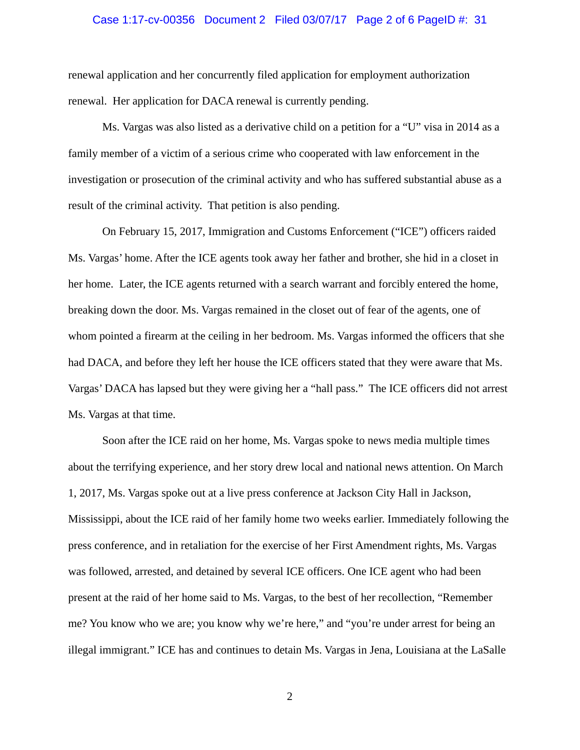renewal application and her concurrently filed application for employment authorization renewal. Her application for DACA renewal is currently pending.

Ms. Vargas was also listed as a derivative child on a petition for a "U" visa in 2014 as a family member of a victim of a serious crime who cooperated with law enforcement in the investigation or prosecution of the criminal activity and who has suffered substantial abuse as a result of the criminal activity. That petition is also pending.

On February 15, 2017, Immigration and Customs Enforcement ("ICE") officers raided Ms. Vargas' home. After the ICE agents took away her father and brother, she hid in a closet in her home. Later, the ICE agents returned with a search warrant and forcibly entered the home, breaking down the door. Ms. Vargas remained in the closet out of fear of the agents, one of whom pointed a firearm at the ceiling in her bedroom. Ms. Vargas informed the officers that she had DACA, and before they left her house the ICE officers stated that they were aware that Ms. Vargas' DACA has lapsed but they were giving her a "hall pass." The ICE officers did not arrest Ms. Vargas at that time.

Soon after the ICE raid on her home, Ms. Vargas spoke to news media multiple times about the terrifying experience, and her story drew local and national news attention. On March 1, 2017, Ms. Vargas spoke out at a live press conference at Jackson City Hall in Jackson, Mississippi, about the ICE raid of her family home two weeks earlier. Immediately following the press conference, and in retaliation for the exercise of her First Amendment rights, Ms. Vargas was followed, arrested, and detained by several ICE officers. One ICE agent who had been present at the raid of her home said to Ms. Vargas, to the best of her recollection, "Remember me? You know who we are; you know why we're here," and "you're under arrest for being an illegal immigrant." ICE has and continues to detain Ms. Vargas in Jena, Louisiana at the LaSalle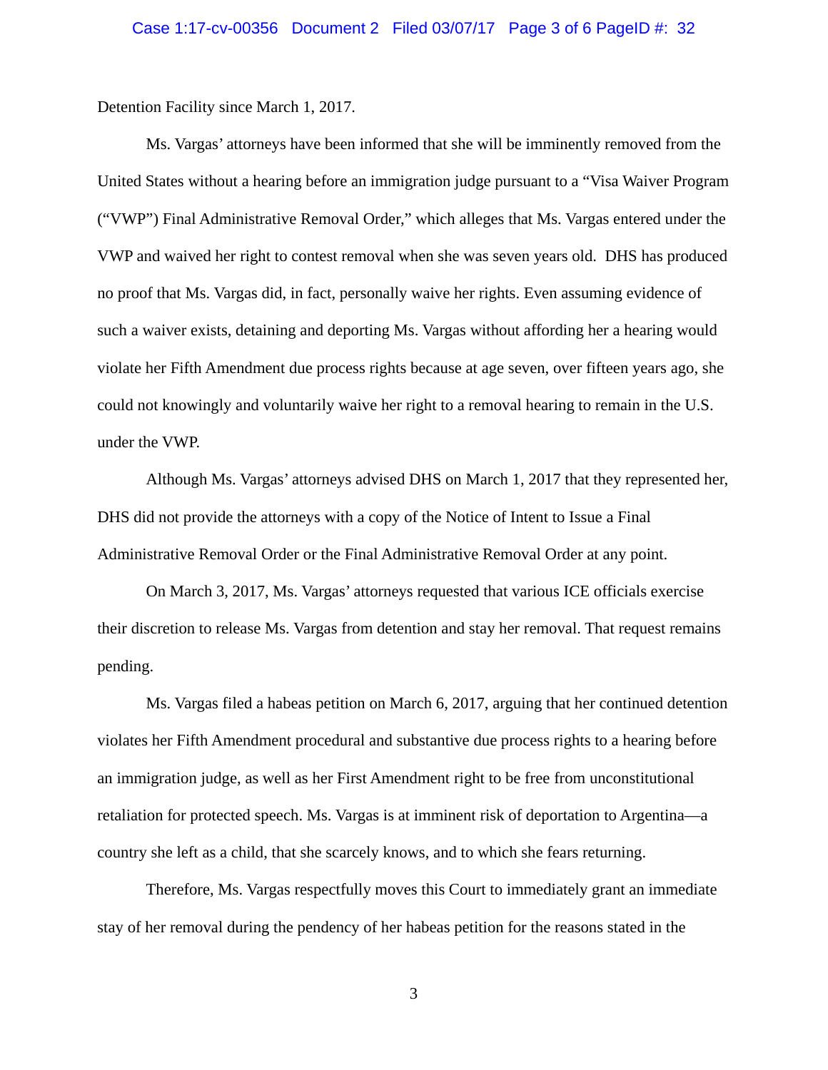Detention Facility since March 1, 2017.

Ms. Vargas' attorneys have been informed that she will be imminently removed from the United States without a hearing before an immigration judge pursuant to a "Visa Waiver Program ("VWP") Final Administrative Removal Order," which alleges that Ms. Vargas entered under the VWP and waived her right to contest removal when she was seven years old. DHS has produced no proof that Ms. Vargas did, in fact, personally waive her rights. Even assuming evidence of such a waiver exists, detaining and deporting Ms. Vargas without affording her a hearing would violate her Fifth Amendment due process rights because at age seven, over fifteen years ago, she could not knowingly and voluntarily waive her right to a removal hearing to remain in the U.S. under the VWP.

Although Ms. Vargas' attorneys advised DHS on March 1, 2017 that they represented her, DHS did not provide the attorneys with a copy of the Notice of Intent to Issue a Final Administrative Removal Order or the Final Administrative Removal Order at any point.

On March 3, 2017, Ms. Vargas' attorneys requested that various ICE officials exercise their discretion to release Ms. Vargas from detention and stay her removal. That request remains pending.

Ms. Vargas filed a habeas petition on March 6, 2017, arguing that her continued detention violates her Fifth Amendment procedural and substantive due process rights to a hearing before an immigration judge, as well as her First Amendment right to be free from unconstitutional retaliation for protected speech. Ms. Vargas is at imminent risk of deportation to Argentina—a country she left as a child, that she scarcely knows, and to which she fears returning.

Therefore, Ms. Vargas respectfully moves this Court to immediately grant an immediate stay of her removal during the pendency of her habeas petition for the reasons stated in the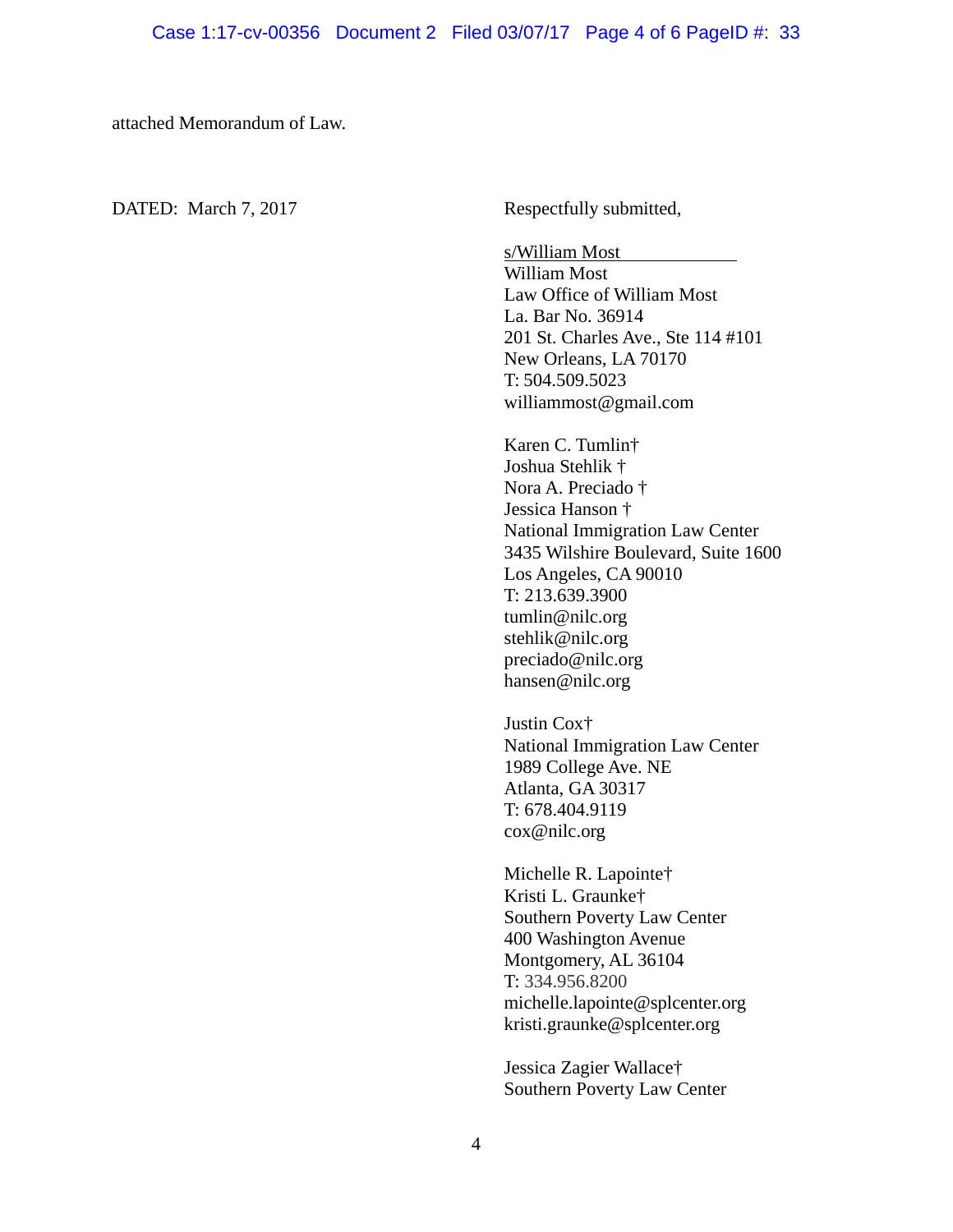attached Memorandum of Law.

DATED: March 7, 2017

Respectfully submitted,

s/William Most
William Most
Law Office of William Most
La. Bar No. 36914
201 St. Charles Ave., Ste 114 #101
New Orleans, LA 70170
T: 504.509.5023
williammost@gmail.com

Karen C. Tumlin†
Joshua Stehlik †
Nora A. Preciado †
Jessica Hanson †
National Immigration Law Center
3435 Wilshire Boulevard, Suite 1600
Los Angeles, CA 90010
T: 213.639.3900
tumlin@nilc.org
stehlik@nilc.org
preciado@nilc.org
hansen@nilc.org

Justin Cox†
National Immigration Law Center
1989 College Ave. NE
Atlanta, GA 30317
T: 678.404.9119
cox@nilc.org

Michelle R. Lapointe†
Kristi L. Graunke†
Southern Poverty Law Center
400 Washington Avenue
Montgomery, AL 36104
T: 334.956.8200
michelle.lapointe@splcenter.org
kristi.graunke@splcenter.org

Jessica Zagier Wallace†
Southern Poverty Law Center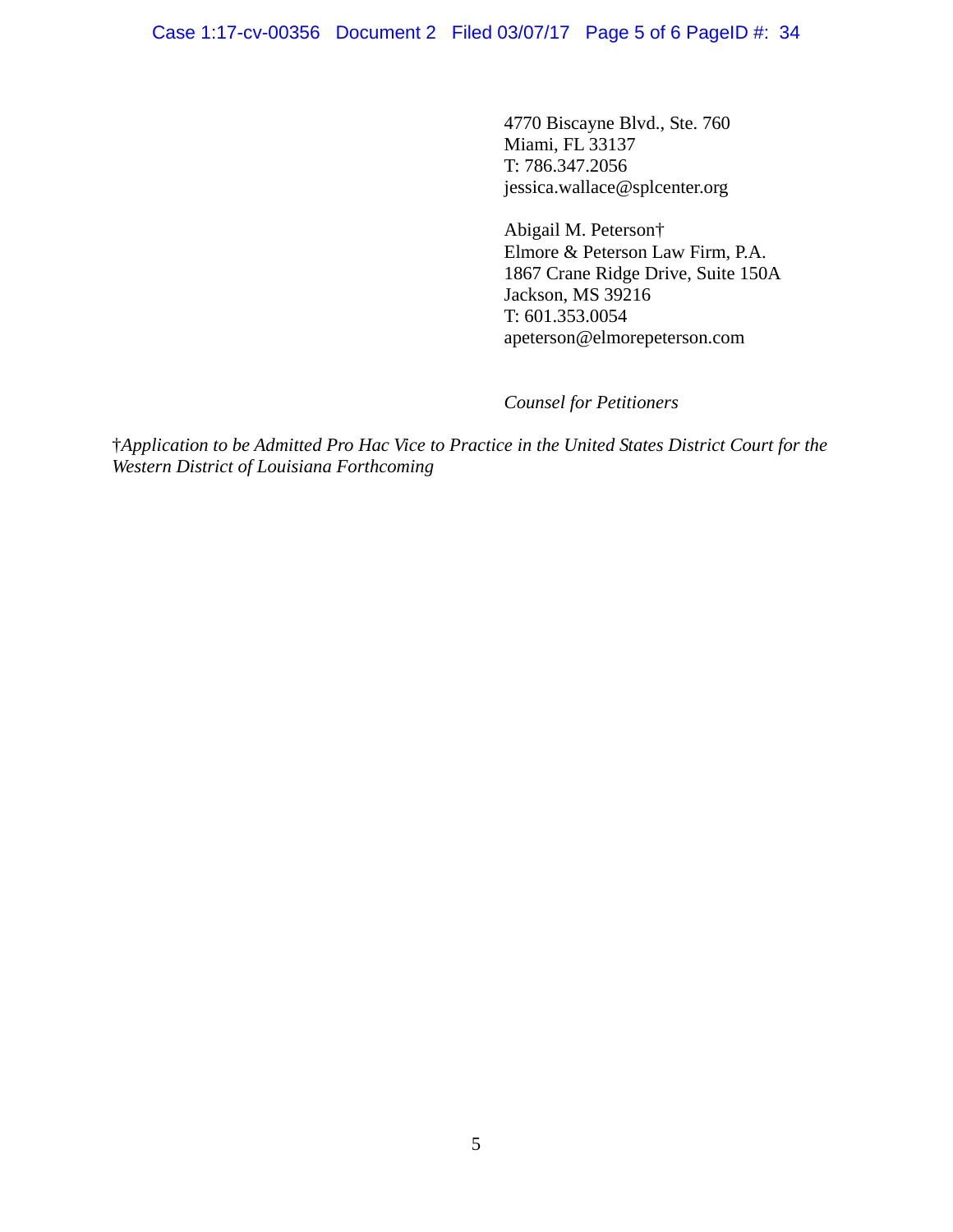4770 Biscayne Blvd., Ste. 760
Miami, FL 33137
T: 786.347.2056
jessica.wallace@splcenter.org

Abigail M. Peterson†
Elmore & Peterson Law Firm, P.A.
1867 Crane Ridge Drive, Suite 150A
Jackson, MS 39216
T: 601.353.0054
apeterson@elmorepeterson.com

*Counsel for Petitioners*

†*Application to be Admitted Pro Hac Vice to Practice in the United States District Court for the Western District of Louisiana Forthcoming*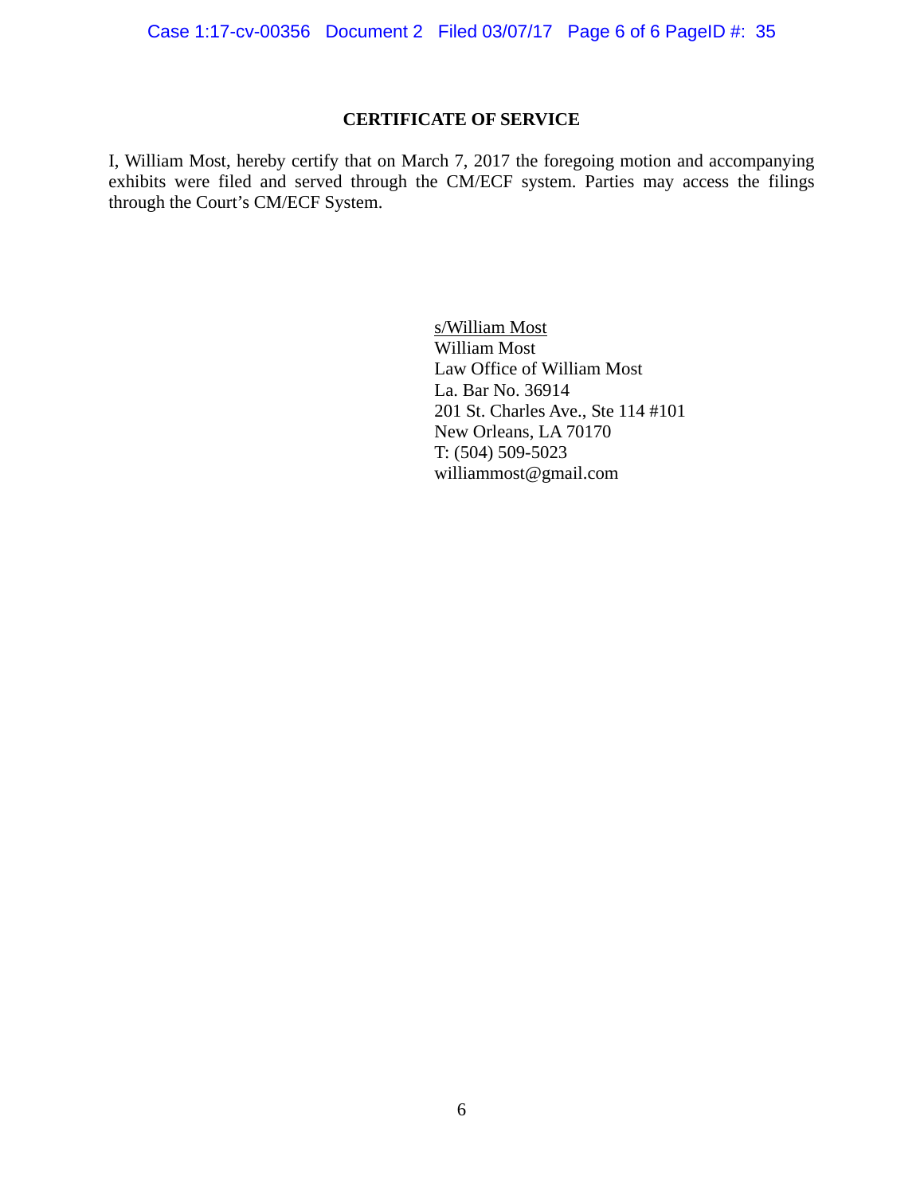**CERTIFICATE OF SERVICE**

I, William Most, hereby certify that on March 7, 2017 the foregoing motion and accompanying exhibits were filed and served through the CM/ECF system. Parties may access the filings through the Court's CM/ECF System.

s/William Most  
William Most  
Law Office of William Most  
La. Bar No. 36914  
201 St. Charles Ave., Ste 114 #101  
New Orleans, LA 70170  
T: (504) 509-5023  
williammost@gmail.com